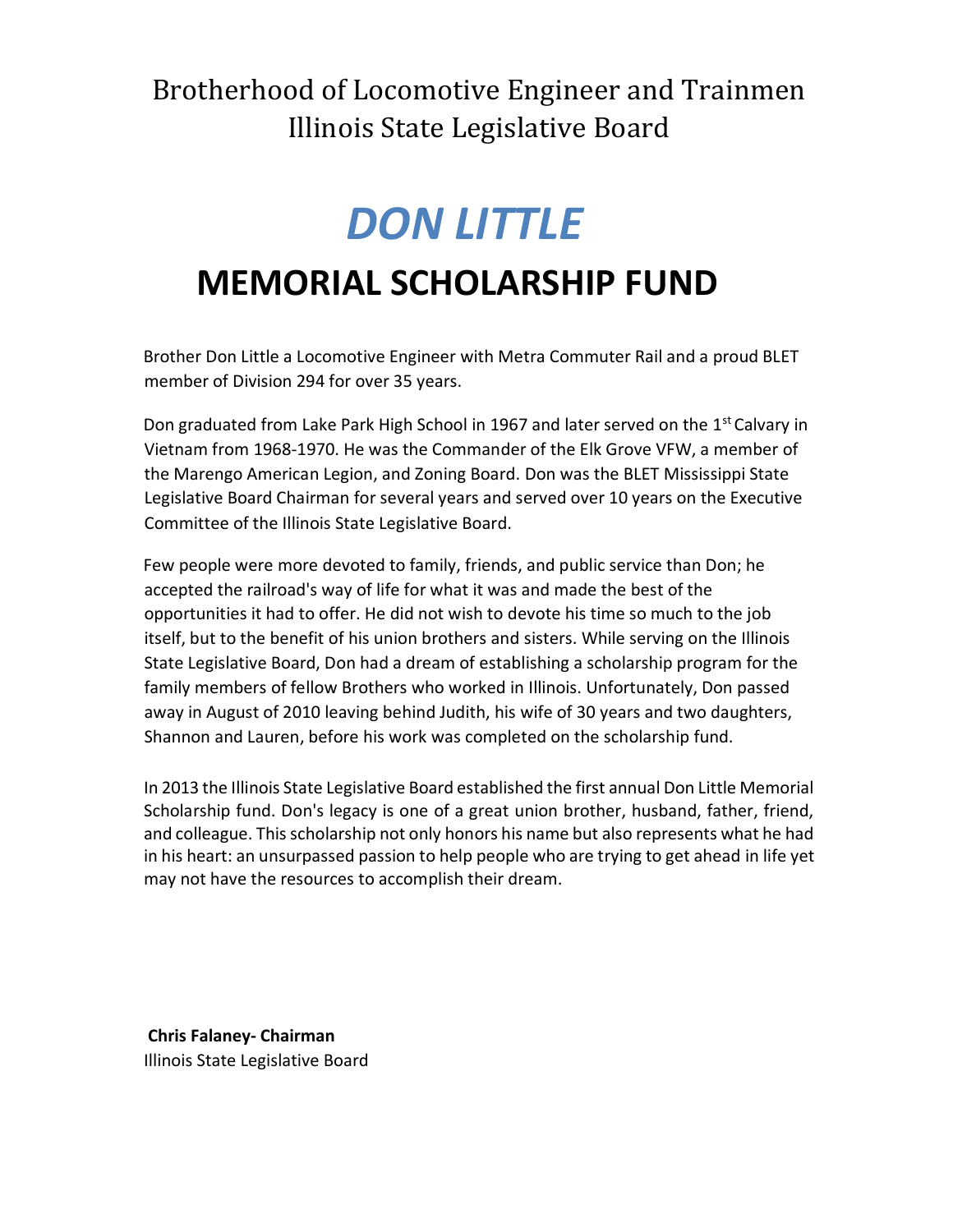# Brotherhood of Locomotive Engineer and Trainmen
# Illinois State Legislative Board

# *DON LITTLE*

# MEMORIAL SCHOLARSHIP FUND

Brother Don Little a Locomotive Engineer with Metra Commuter Rail and a proud BLET member of Division 294 for over 35 years.

Don graduated from Lake Park High School in 1967 and later served on the 1st Calvary in Vietnam from 1968-1970. He was the Commander of the Elk Grove VFW, a member of the Marengo American Legion, and Zoning Board. Don was the BLET Mississippi State Legislative Board Chairman for several years and served over 10 years on the Executive Committee of the Illinois State Legislative Board.

Few people were more devoted to family, friends, and public service than Don; he accepted the railroad's way of life for what it was and made the best of the opportunities it had to offer. He did not wish to devote his time so much to the job itself, but to the benefit of his union brothers and sisters. While serving on the Illinois State Legislative Board, Don had a dream of establishing a scholarship program for the family members of fellow Brothers who worked in Illinois. Unfortunately, Don passed away in August of 2010 leaving behind Judith, his wife of 30 years and two daughters, Shannon and Lauren, before his work was completed on the scholarship fund.

In 2013 the Illinois State Legislative Board established the first annual Don Little Memorial Scholarship fund. Don's legacy is one of a great union brother, husband, father, friend, and colleague. This scholarship not only honors his name but also represents what he had in his heart: an unsurpassed passion to help people who are trying to get ahead in life yet may not have the resources to accomplish their dream.

**Chris Falaney- Chairman**
Illinois State Legislative Board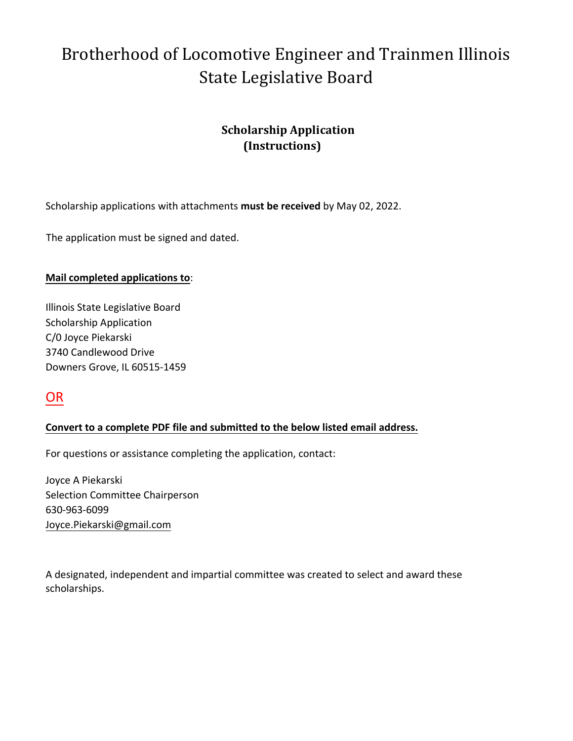# Brotherhood of Locomotive Engineer and Trainmen Illinois State Legislative Board

## Scholarship Application (Instructions)

Scholarship applications with attachments **must be received** by May 02, 2022.

The application must be signed and dated.

**Mail completed applications to**:

Illinois State Legislative Board
Scholarship Application
C/0 Joyce Piekarski
3740 Candlewood Drive
Downers Grove, IL 60515-1459

OR

**Convert to a complete PDF file and submitted to the below listed email address.**

For questions or assistance completing the application, contact:

Joyce A Piekarski
Selection Committee Chairperson
630-963-6099
Joyce.Piekarski@gmail.com

A designated, independent and impartial committee was created to select and award these scholarships.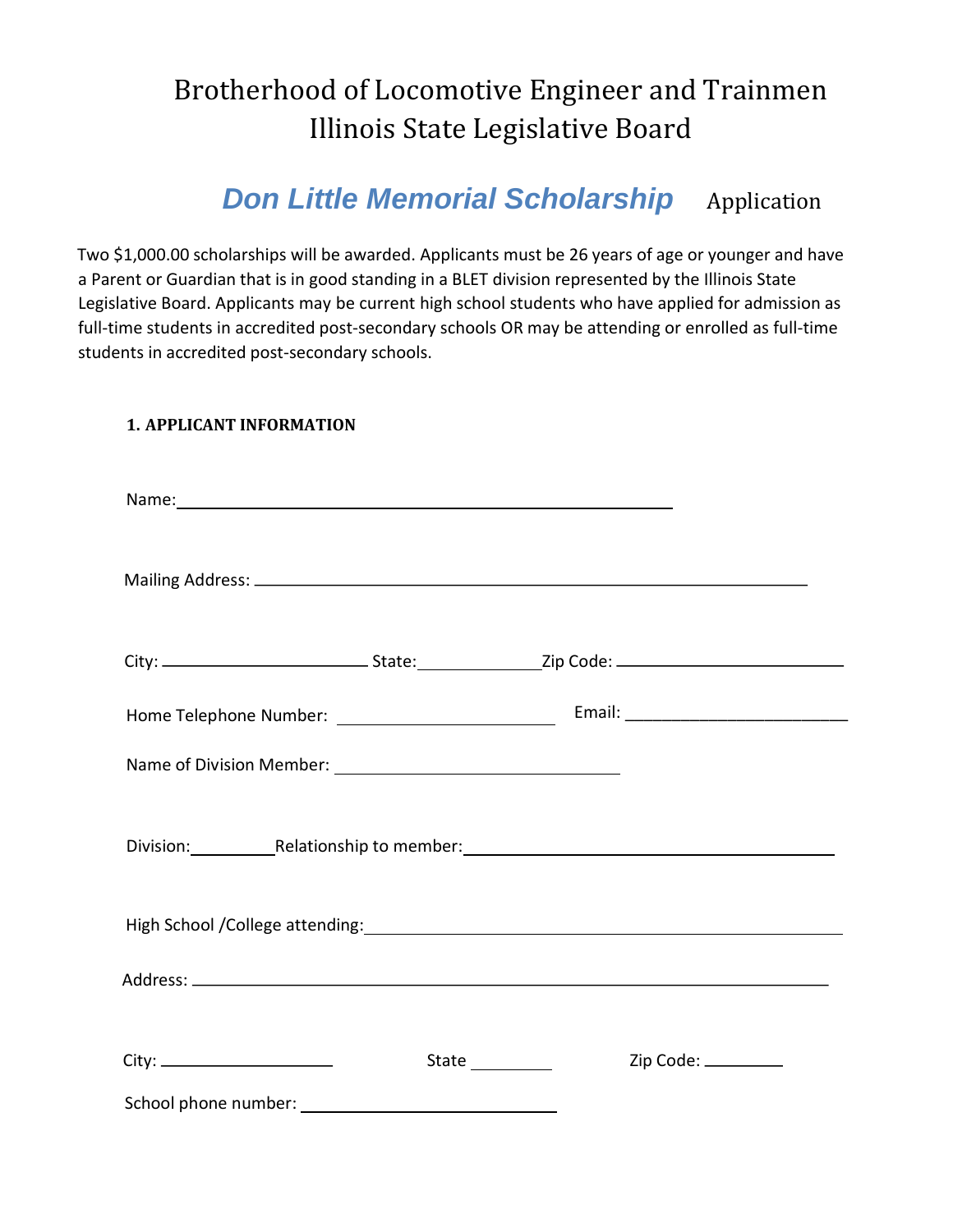# Brotherhood of Locomotive Engineer and Trainmen
# Illinois State Legislative Board

## *Don Little Memorial Scholarship* Application

Two $1,000.00 scholarships will be awarded. Applicants must be 26 years of age or younger and have a Parent or Guardian that is in good standing in a BLET division represented by the Illinois State Legislative Board. Applicants may be current high school students who have applied for admission as full-time students in accredited post-secondary schools OR may be attending or enrolled as full-time students in accredited post-secondary schools.

**1. APPLICANT INFORMATION**

Name: ______________________________________________

Mailing Address: ______________________________________________

City: __________________ State: __________ Zip Code: __________________

Home Telephone Number: __________________ Email: __________________

Name of Division Member: __________________________

Division: ________ Relationship to member: ______________________________

High School /College attending: ______________________________________

Address: ______________________________________________

City: ________________ State ________ Zip Code: ________

School phone number: ______________________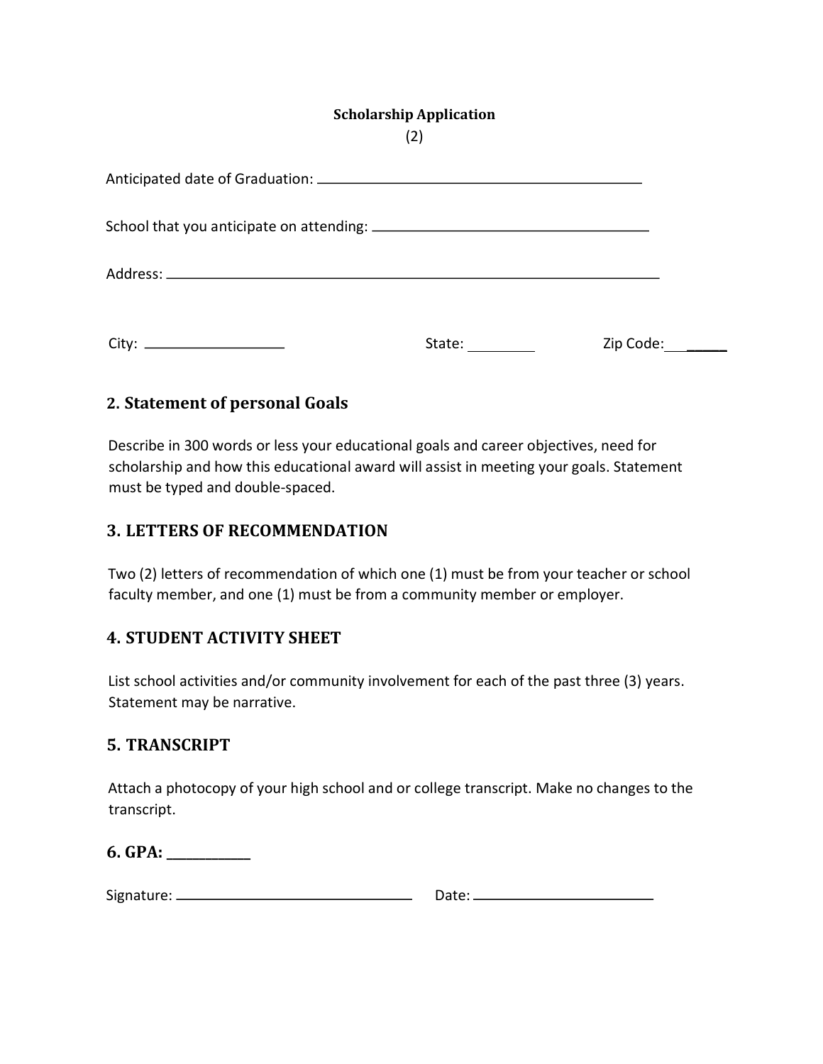**Scholarship Application**

(2)

Anticipated date of Graduation: ____________________________________________

School that you anticipate on attending: ____________________________________

Address: __________________________________________________________________

City: ___________________ State: _________ Zip Code: ________

## 2. Statement of personal Goals

Describe in 300 words or less your educational goals and career objectives, need for scholarship and how this educational award will assist in meeting your goals. Statement must be typed and double-spaced.

## 3. LETTERS OF RECOMMENDATION

Two (2) letters of recommendation of which one (1) must be from your teacher or school faculty member, and one (1) must be from a community member or employer.

## 4. STUDENT ACTIVITY SHEET

List school activities and/or community involvement for each of the past three (3) years. Statement may be narrative.

## 5. TRANSCRIPT

Attach a photocopy of your high school and or college transcript. Make no changes to the transcript.

## 6. GPA: ___________

Signature: ________________________________ Date: ________________________